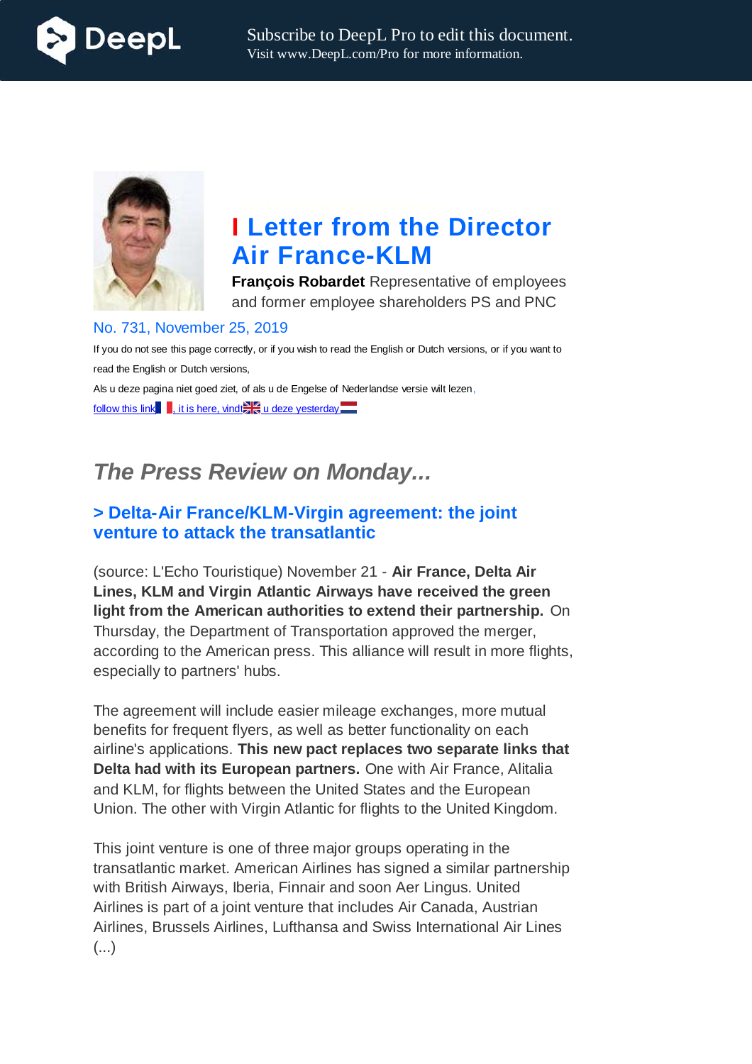# I Letter from the Director Air France-KLM

**François Robardet** Representative of employees and former employee shareholders PS and PNC

No. 731, November 25, 2019

If you do not see this page correctly, or if you wish to read the English or Dutch versions, or if you want to read the English or Dutch versions,

Als u deze pagina niet goed ziet, of als u de Engelse of Nederlandse versie wilt lezen,

follow this link, it is here, vindt u deze yesterday

## *The Press Review on Monday...*

### > Delta-Air France/KLM-Virgin agreement: the joint venture to attack the transatlantic

(source: L'Echo Touristique) November 21 - **Air France, Delta Air Lines, KLM and Virgin Atlantic Airways have received the green light from the American authorities to extend their partnership.** On Thursday, the Department of Transportation approved the merger, according to the American press. This alliance will result in more flights, especially to partners' hubs.

The agreement will include easier mileage exchanges, more mutual benefits for frequent flyers, as well as better functionality on each airline's applications. **This new pact replaces two separate links that Delta had with its European partners.** One with Air France, Alitalia and KLM, for flights between the United States and the European Union. The other with Virgin Atlantic for flights to the United Kingdom.

This joint venture is one of three major groups operating in the transatlantic market. American Airlines has signed a similar partnership with British Airways, Iberia, Finnair and soon Aer Lingus. United Airlines is part of a joint venture that includes Air Canada, Austrian Airlines, Brussels Airlines, Lufthansa and Swiss International Air Lines (...)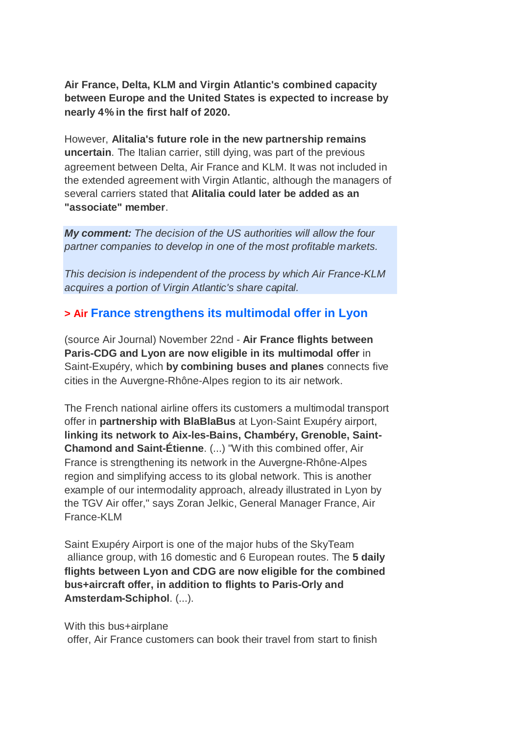**Air France, Delta, KLM and Virgin Atlantic's combined capacity between Europe and the United States is expected to increase by nearly 4% in the first half of 2020.**

However, **Alitalia's future role in the new partnership remains uncertain**. The Italian carrier, still dying, was part of the previous agreement between Delta, Air France and KLM. It was not included in the extended agreement with Virgin Atlantic, although the managers of several carriers stated that **Alitalia could later be added as an "associate" member**.

***My comment:*** *The decision of the US authorities will allow the four partner companies to develop in one of the most profitable markets.*

*This decision is independent of the process by which Air France-KLM acquires a portion of Virgin Atlantic's share capital.*

## > Air France strengthens its multimodal offer in Lyon

(source Air Journal) November 22nd - **Air France flights between Paris-CDG and Lyon are now eligible in its multimodal offer** in Saint-Exupéry, which **by combining buses and planes** connects five cities in the Auvergne-Rhône-Alpes region to its air network.

The French national airline offers its customers a multimodal transport offer in **partnership with BlaBlaBus** at Lyon-Saint Exupéry airport, **linking its network to Aix-les-Bains, Chambéry, Grenoble, Saint-Chamond and Saint-Étienne**. (...) "With this combined offer, Air France is strengthening its network in the Auvergne-Rhône-Alpes region and simplifying access to its global network. This is another example of our intermodality approach, already illustrated in Lyon by the TGV Air offer," says Zoran Jelkic, General Manager France, Air France-KLM

Saint Exupéry Airport is one of the major hubs of the SkyTeam alliance group, with 16 domestic and 6 European routes. The **5 daily flights between Lyon and CDG are now eligible for the combined bus+aircraft offer, in addition to flights to Paris-Orly and Amsterdam-Schiphol**. (...).

With this bus+airplane offer, Air France customers can book their travel from start to finish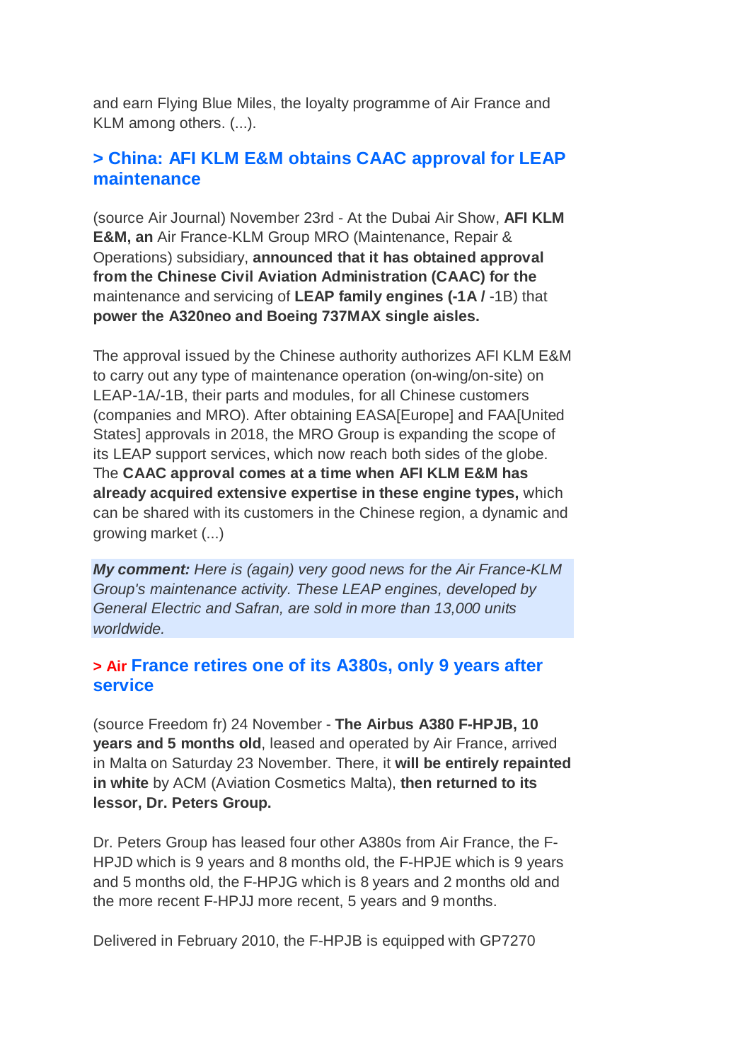and earn Flying Blue Miles, the loyalty programme of Air France and KLM among others. (...).

### > China: AFI KLM E&M obtains CAAC approval for LEAP maintenance

(source Air Journal) November 23rd - At the Dubai Air Show, **AFI KLM E&M, an** Air France-KLM Group MRO (Maintenance, Repair & Operations) subsidiary, **announced that it has obtained approval from the Chinese Civil Aviation Administration (CAAC) for the** maintenance and servicing of **LEAP family engines (-1A /** -1B) that **power the A320neo and Boeing 737MAX single aisles.**

The approval issued by the Chinese authority authorizes AFI KLM E&M to carry out any type of maintenance operation (on-wing/on-site) on LEAP-1A/-1B, their parts and modules, for all Chinese customers (companies and MRO). After obtaining EASA[Europe] and FAA[United States] approvals in 2018, the MRO Group is expanding the scope of its LEAP support services, which now reach both sides of the globe. The **CAAC approval comes at a time when AFI KLM E&M has already acquired extensive expertise in these engine types,** which can be shared with its customers in the Chinese region, a dynamic and growing market (...)

> ***My comment:*** *Here is (again) very good news for the Air France-KLM Group's maintenance activity. These LEAP engines, developed by General Electric and Safran, are sold in more than 13,000 units worldwide.*

### > Air France retires one of its A380s, only 9 years after service

(source Freedom fr) 24 November - **The Airbus A380 F-HPJB, 10 years and 5 months old**, leased and operated by Air France, arrived in Malta on Saturday 23 November. There, it **will be entirely repainted in white** by ACM (Aviation Cosmetics Malta), **then returned to its lessor, Dr. Peters Group.**

Dr. Peters Group has leased four other A380s from Air France, the F-HPJD which is 9 years and 8 months old, the F-HPJE which is 9 years and 5 months old, the F-HPJG which is 8 years and 2 months old and the more recent F-HPJJ more recent, 5 years and 9 months.

Delivered in February 2010, the F-HPJB is equipped with GP7270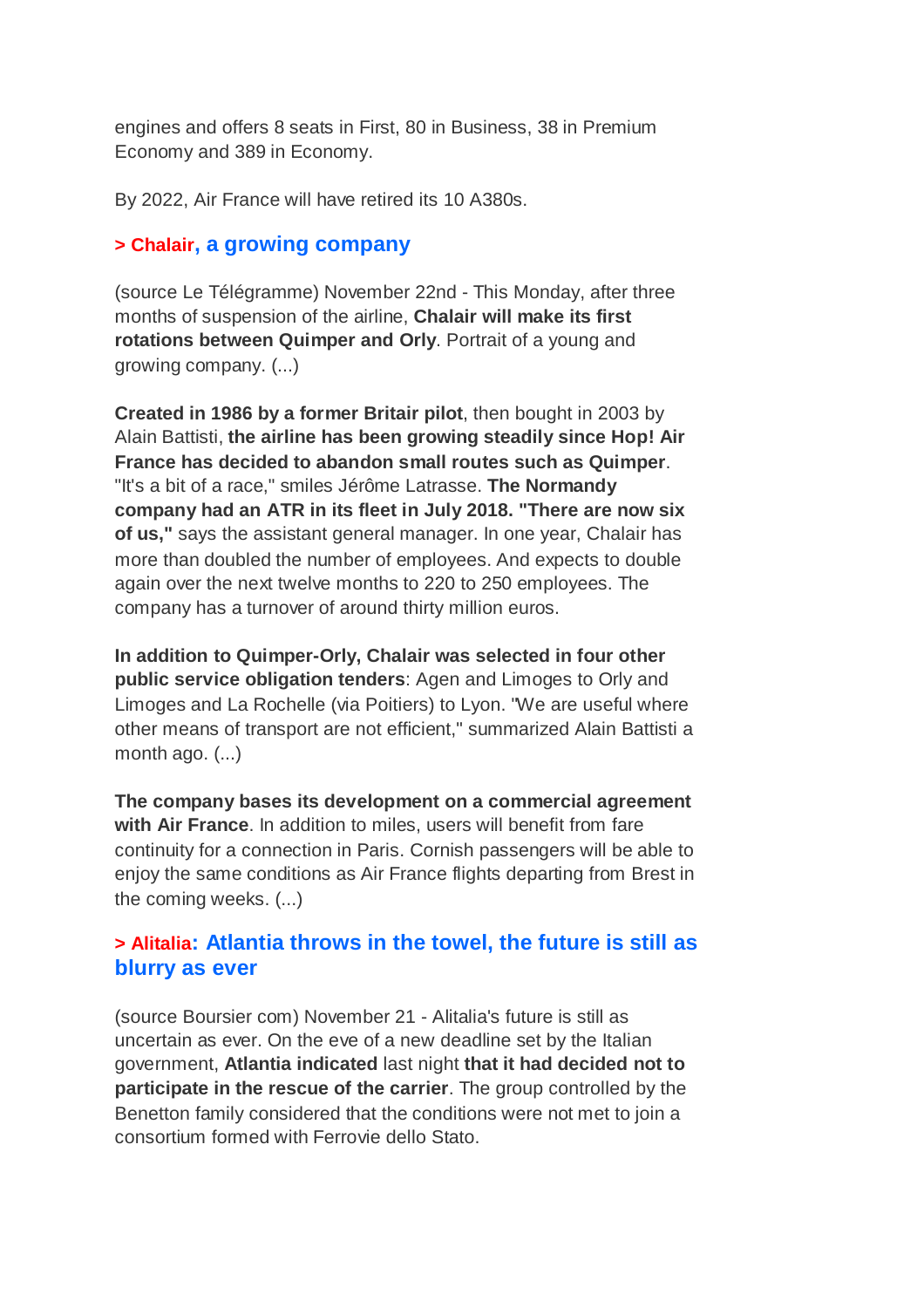engines and offers 8 seats in First, 80 in Business, 38 in Premium Economy and 389 in Economy.

By 2022, Air France will have retired its 10 A380s.

### > Chalair, a growing company

(source Le Télégramme) November 22nd - This Monday, after three months of suspension of the airline, **Chalair will make its first rotations between Quimper and Orly**. Portrait of a young and growing company. (...)

**Created in 1986 by a former Britair pilot**, then bought in 2003 by Alain Battisti, **the airline has been growing steadily since Hop! Air France has decided to abandon small routes such as Quimper**. "It's a bit of a race," smiles Jérôme Latrasse. **The Normandy company had an ATR in its fleet in July 2018. "There are now six of us,"** says the assistant general manager. In one year, Chalair has more than doubled the number of employees. And expects to double again over the next twelve months to 220 to 250 employees. The company has a turnover of around thirty million euros.

**In addition to Quimper-Orly, Chalair was selected in four other public service obligation tenders**: Agen and Limoges to Orly and Limoges and La Rochelle (via Poitiers) to Lyon. "We are useful where other means of transport are not efficient," summarized Alain Battisti a month ago. (...)

**The company bases its development on a commercial agreement with Air France**. In addition to miles, users will benefit from fare continuity for a connection in Paris. Cornish passengers will be able to enjoy the same conditions as Air France flights departing from Brest in the coming weeks. (...)

### > Alitalia: Atlantia throws in the towel, the future is still as blurry as ever

(source Boursier com) November 21 - Alitalia's future is still as uncertain as ever. On the eve of a new deadline set by the Italian government, **Atlantia indicated** last night **that it had decided not to participate in the rescue of the carrier**. The group controlled by the Benetton family considered that the conditions were not met to join a consortium formed with Ferrovie dello Stato.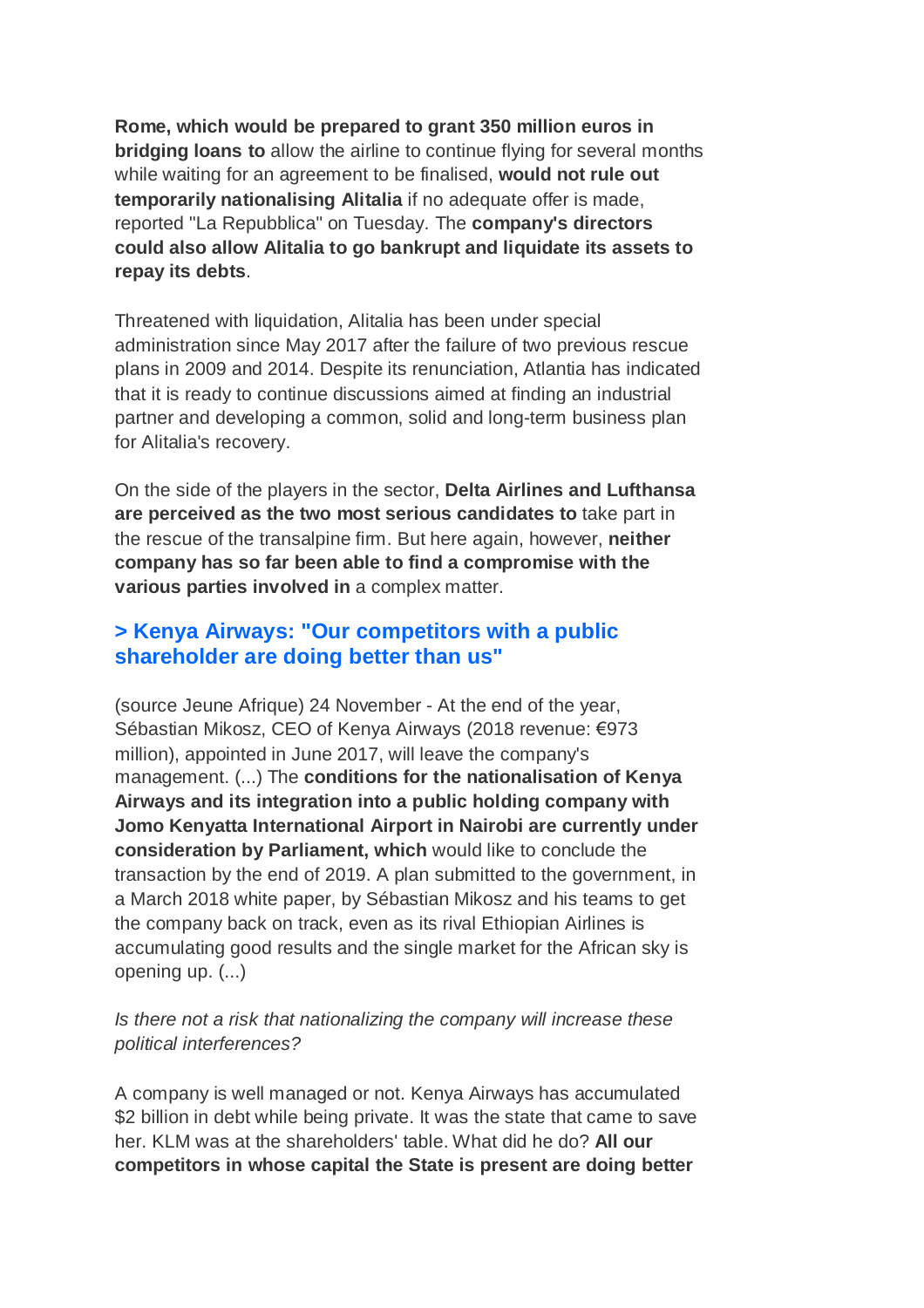**Rome, which would be prepared to grant 350 million euros in bridging loans to** allow the airline to continue flying for several months while waiting for an agreement to be finalised, **would not rule out temporarily nationalising Alitalia** if no adequate offer is made, reported "La Repubblica" on Tuesday. The **company's directors could also allow Alitalia to go bankrupt and liquidate its assets to repay its debts**.

Threatened with liquidation, Alitalia has been under special administration since May 2017 after the failure of two previous rescue plans in 2009 and 2014. Despite its renunciation, Atlantia has indicated that it is ready to continue discussions aimed at finding an industrial partner and developing a common, solid and long-term business plan for Alitalia's recovery.

On the side of the players in the sector, **Delta Airlines and Lufthansa are perceived as the two most serious candidates to** take part in the rescue of the transalpine firm. But here again, however, **neither company has so far been able to find a compromise with the various parties involved in** a complex matter.

### > Kenya Airways: "Our competitors with a public shareholder are doing better than us"

(source Jeune Afrique) 24 November - At the end of the year, Sébastian Mikosz, CEO of Kenya Airways (2018 revenue: €973 million), appointed in June 2017, will leave the company's management. (...) The **conditions for the nationalisation of Kenya Airways and its integration into a public holding company with Jomo Kenyatta International Airport in Nairobi are currently under consideration by Parliament, which** would like to conclude the transaction by the end of 2019. A plan submitted to the government, in a March 2018 white paper, by Sébastian Mikosz and his teams to get the company back on track, even as its rival Ethiopian Airlines is accumulating good results and the single market for the African sky is opening up. (...)

*Is there not a risk that nationalizing the company will increase these political interferences?*

A company is well managed or not. Kenya Airways has accumulated $2 billion in debt while being private. It was the state that came to save her. KLM was at the shareholders' table. What did he do? **All our competitors in whose capital the State is present are doing better**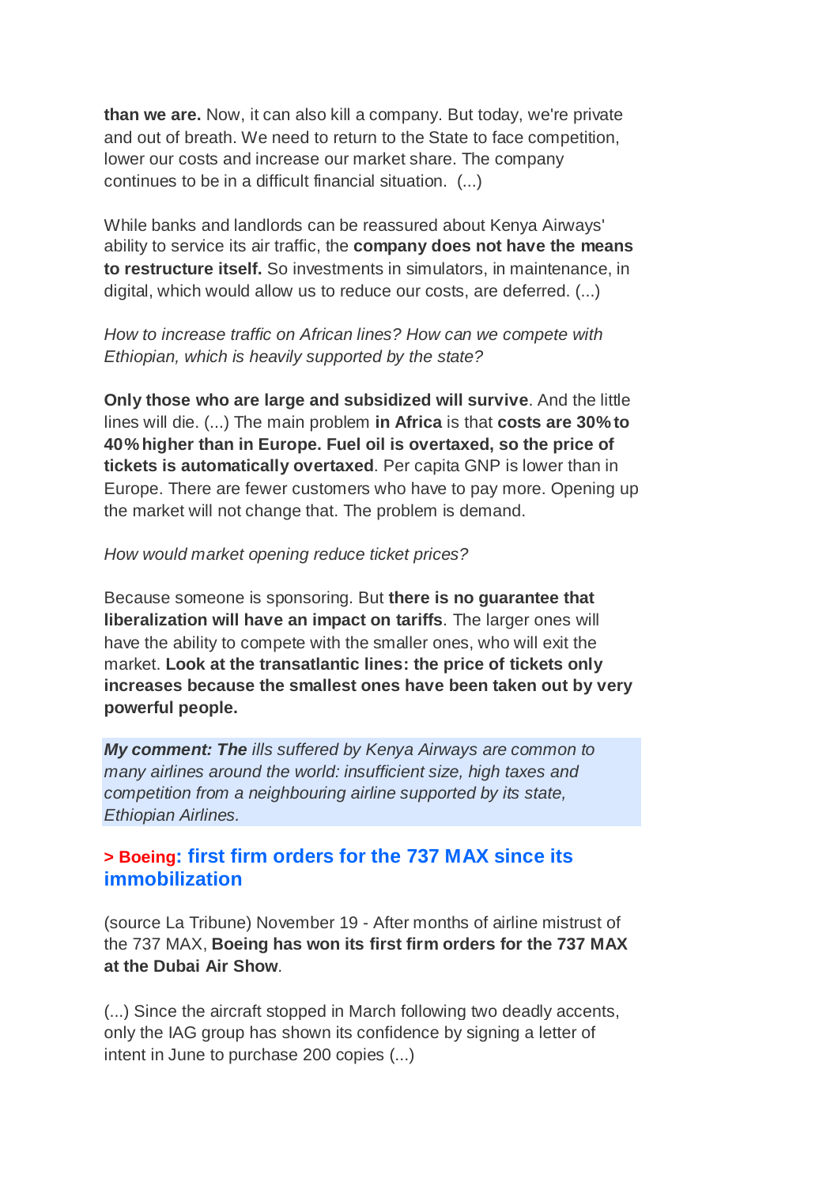**than we are.** Now, it can also kill a company. But today, we're private and out of breath. We need to return to the State to face competition, lower our costs and increase our market share. The company continues to be in a difficult financial situation. (...)

While banks and landlords can be reassured about Kenya Airways' ability to service its air traffic, the **company does not have the means to restructure itself.** So investments in simulators, in maintenance, in digital, which would allow us to reduce our costs, are deferred. (...)

*How to increase traffic on African lines? How can we compete with Ethiopian, which is heavily supported by the state?*

**Only those who are large and subsidized will survive**. And the little lines will die. (...) The main problem **in Africa** is that **costs are 30% to 40% higher than in Europe. Fuel oil is overtaxed, so the price of tickets is automatically overtaxed**. Per capita GNP is lower than in Europe. There are fewer customers who have to pay more. Opening up the market will not change that. The problem is demand.

*How would market opening reduce ticket prices?*

Because someone is sponsoring. But **there is no guarantee that liberalization will have an impact on tariffs**. The larger ones will have the ability to compete with the smaller ones, who will exit the market. **Look at the transatlantic lines: the price of tickets only increases because the smallest ones have been taken out by very powerful people.**

***My comment: The** ills suffered by Kenya Airways are common to many airlines around the world: insufficient size, high taxes and competition from a neighbouring airline supported by its state, Ethiopian Airlines.*

### > Boeing: first firm orders for the 737 MAX since its immobilization

(source La Tribune) November 19 - After months of airline mistrust of the 737 MAX, **Boeing has won its first firm orders for the 737 MAX at the Dubai Air Show**.

(...) Since the aircraft stopped in March following two deadly accents, only the IAG group has shown its confidence by signing a letter of intent in June to purchase 200 copies (...)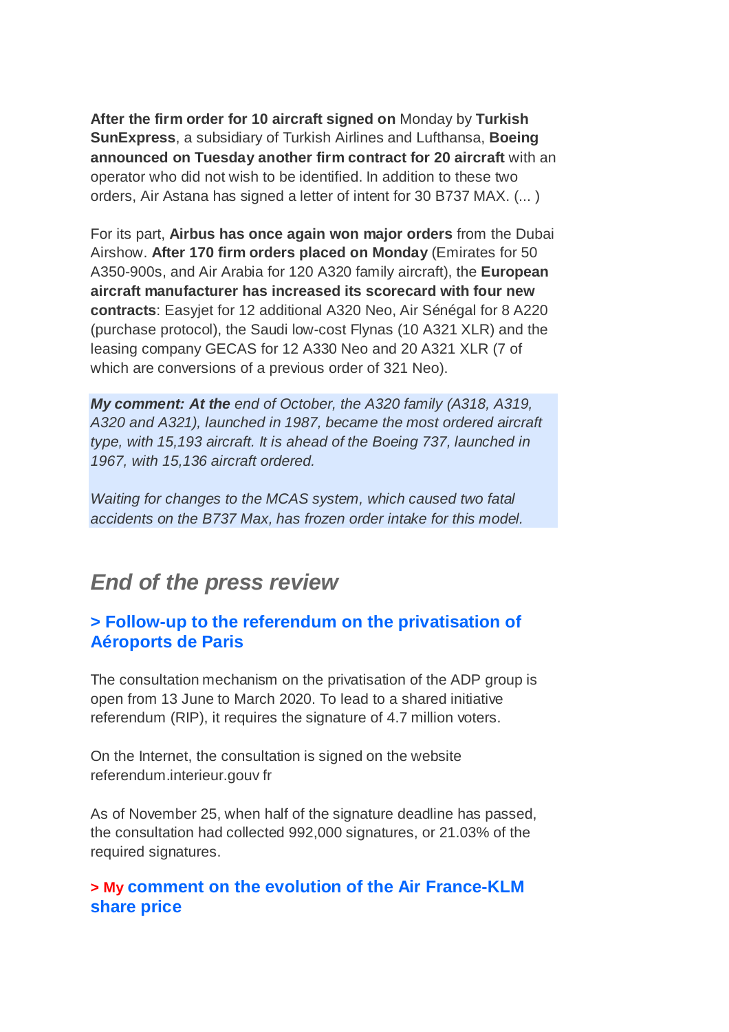**After the firm order for 10 aircraft signed on** Monday by **Turkish SunExpress**, a subsidiary of Turkish Airlines and Lufthansa, **Boeing announced on Tuesday another firm contract for 20 aircraft** with an operator who did not wish to be identified. In addition to these two orders, Air Astana has signed a letter of intent for 30 B737 MAX. (... )

For its part, **Airbus has once again won major orders** from the Dubai Airshow. **After 170 firm orders placed on Monday** (Emirates for 50 A350-900s, and Air Arabia for 120 A320 family aircraft), the **European aircraft manufacturer has increased its scorecard with four new contracts**: Easyjet for 12 additional A320 Neo, Air Sénégal for 8 A220 (purchase protocol), the Saudi low-cost Flynas (10 A321 XLR) and the leasing company GECAS for 12 A330 Neo and 20 A321 XLR (7 of which are conversions of a previous order of 321 Neo).

***My comment: At the** end of October, the A320 family (A318, A319, A320 and A321), launched in 1987, became the most ordered aircraft type, with 15,193 aircraft. It is ahead of the Boeing 737, launched in 1967, with 15,136 aircraft ordered.*

*Waiting for changes to the MCAS system, which caused two fatal accidents on the B737 Max, has frozen order intake for this model.*

## *End of the press review*

### > Follow-up to the referendum on the privatisation of Aéroports de Paris

The consultation mechanism on the privatisation of the ADP group is open from 13 June to March 2020. To lead to a shared initiative referendum (RIP), it requires the signature of 4.7 million voters.

On the Internet, the consultation is signed on the website referendum.interieur.gouv fr

As of November 25, when half of the signature deadline has passed, the consultation had collected 992,000 signatures, or 21.03% of the required signatures.

### > My comment on the evolution of the Air France-KLM share price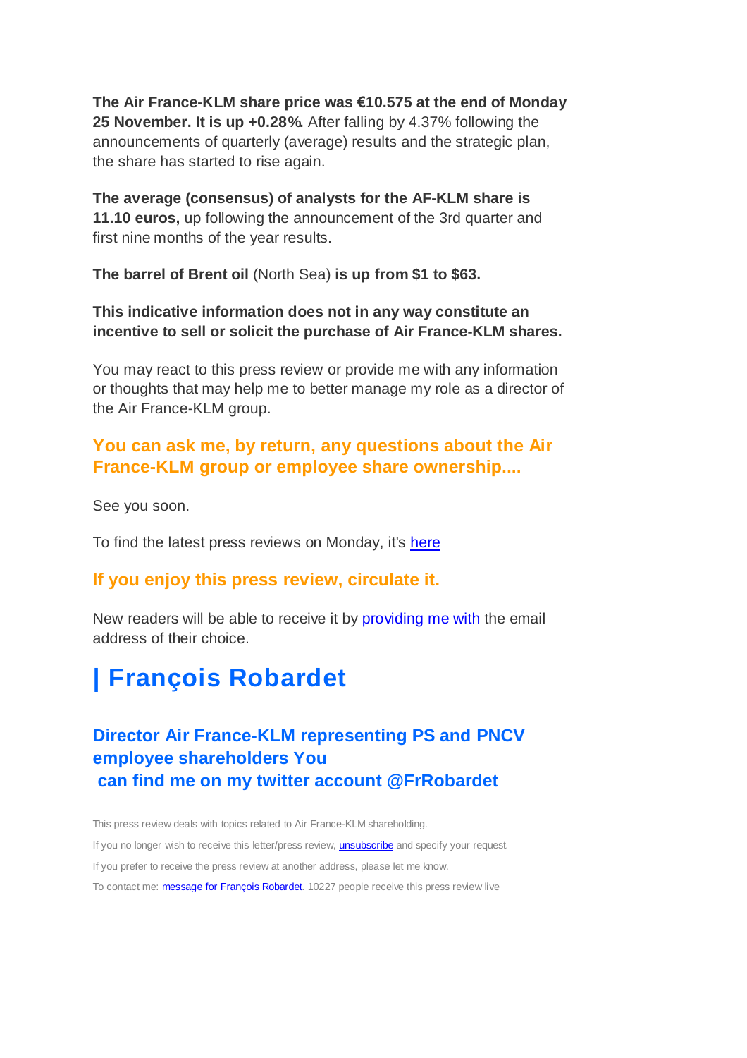**The Air France-KLM share price was €10.575 at the end of Monday 25 November. It is up +0.28%.** After falling by 4.37% following the announcements of quarterly (average) results and the strategic plan, the share has started to rise again.

**The average (consensus) of analysts for the AF-KLM share is 11.10 euros,** up following the announcement of the 3rd quarter and first nine months of the year results.

**The barrel of Brent oil** (North Sea) **is up from $1 to $63.**

**This indicative information does not in any way constitute an incentive to sell or solicit the purchase of Air France-KLM shares.**

You may react to this press review or provide me with any information or thoughts that may help me to better manage my role as a director of the Air France-KLM group.

### You can ask me, by return, any questions about the Air France-KLM group or employee share ownership....

See you soon.

To find the latest press reviews on Monday, it's here

### If you enjoy this press review, circulate it.

New readers will be able to receive it by providing me with the email address of their choice.

# | François Robardet

### Director Air France-KLM representing PS and PNCV employee shareholders You can find me on my twitter account @FrRobardet

This press review deals with topics related to Air France-KLM shareholding.

If you no longer wish to receive this letter/press review, unsubscribe and specify your request.

If you prefer to receive the press review at another address, please let me know.

To contact me: message for François Robardet. 10227 people receive this press review live